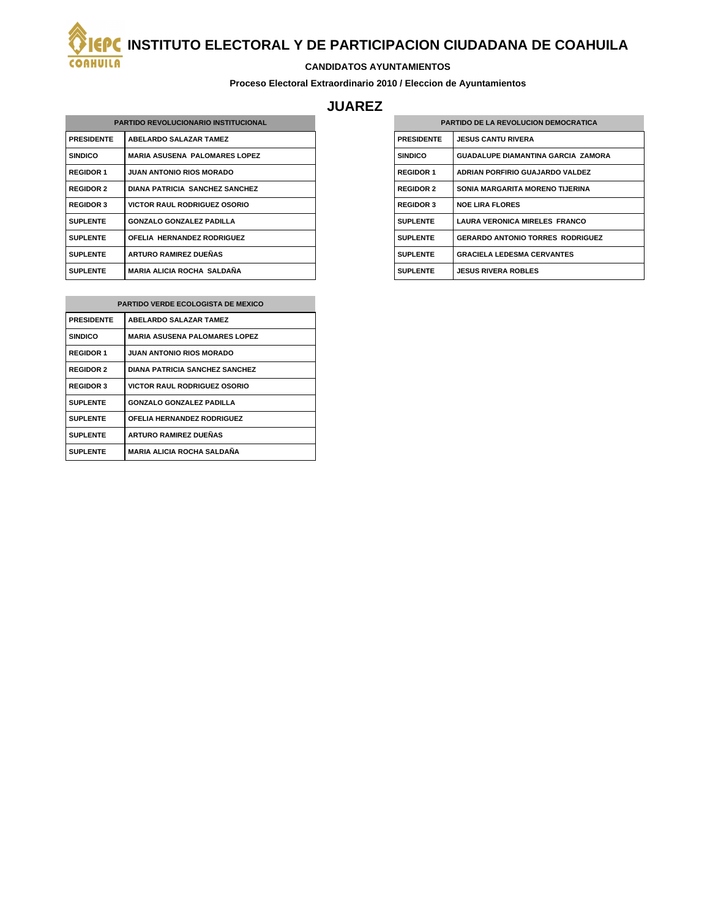# INSTITUTO ELECTORAL Y DE PARTICIPACION CIUDADANA DE COAHUILA

**CANDIDATOS AYUNTAMIENTOS**

**Proceso Electoral Extraordinario 2010 / Eleccion de Ayuntamientos**

## JUAREZ

| PARTIDO REVOLUCIONARIO INSTITUCIONAL | |
|---|---|
| PRESIDENTE | ABELARDO SALAZAR TAMEZ |
| SINDICO | MARIA ASUSENA PALOMARES LOPEZ |
| REGIDOR 1 | JUAN ANTONIO RIOS MORADO |
| REGIDOR 2 | DIANA PATRICIA SANCHEZ SANCHEZ |
| REGIDOR 3 | VICTOR RAUL RODRIGUEZ OSORIO |
| SUPLENTE | GONZALO GONZALEZ PADILLA |
| SUPLENTE | OFELIA HERNANDEZ RODRIGUEZ |
| SUPLENTE | ARTURO RAMIREZ DUEÑAS |
| SUPLENTE | MARIA ALICIA ROCHA SALDAÑA |

| PARTIDO DE LA REVOLUCION DEMOCRATICA | |
|---|---|
| PRESIDENTE | JESUS CANTU RIVERA |
| SINDICO | GUADALUPE DIAMANTINA GARCIA ZAMORA |
| REGIDOR 1 | ADRIAN PORFIRIO GUAJARDO VALDEZ |
| REGIDOR 2 | SONIA MARGARITA MORENO TIJERINA |
| REGIDOR 3 | NOE LIRA FLORES |
| SUPLENTE | LAURA VERONICA MIRELES FRANCO |
| SUPLENTE | GERARDO ANTONIO TORRES RODRIGUEZ |
| SUPLENTE | GRACIELA LEDESMA CERVANTES |
| SUPLENTE | JESUS RIVERA ROBLES |

| PARTIDO VERDE ECOLOGISTA DE MEXICO | |
|---|---|
| PRESIDENTE | ABELARDO SALAZAR TAMEZ |
| SINDICO | MARIA ASUSENA PALOMARES LOPEZ |
| REGIDOR 1 | JUAN ANTONIO RIOS MORADO |
| REGIDOR 2 | DIANA PATRICIA SANCHEZ SANCHEZ |
| REGIDOR 3 | VICTOR RAUL RODRIGUEZ OSORIO |
| SUPLENTE | GONZALO GONZALEZ PADILLA |
| SUPLENTE | OFELIA HERNANDEZ RODRIGUEZ |
| SUPLENTE | ARTURO RAMIREZ DUEÑAS |
| SUPLENTE | MARIA ALICIA ROCHA SALDAÑA |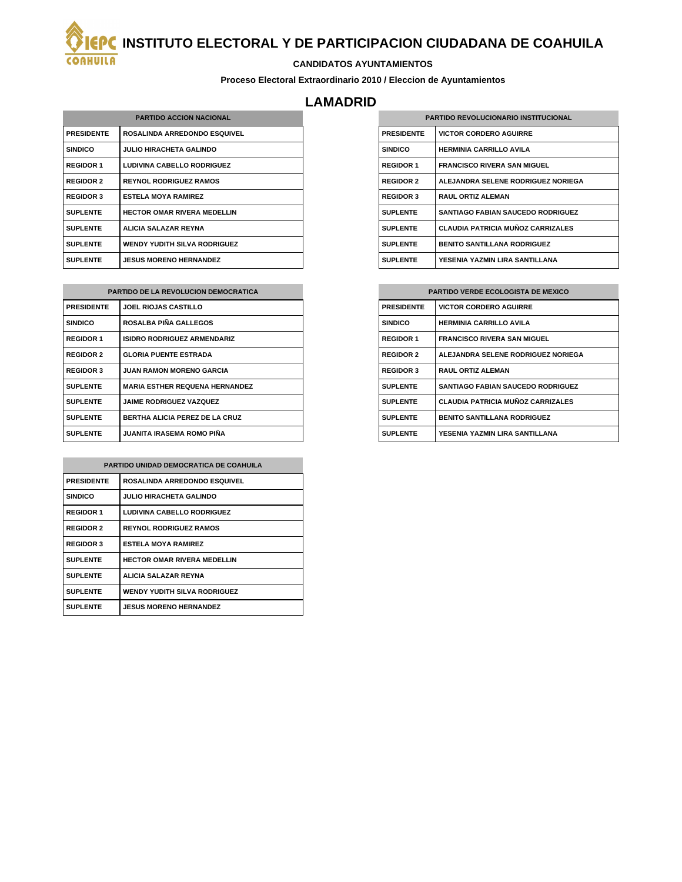# INSTITUTO ELECTORAL Y DE PARTICIPACION CIUDADANA DE COAHUILA

**CANDIDATOS AYUNTAMIENTOS**

**Proceso Electoral Extraordinario 2010 / Eleccion de Ayuntamientos**

## LAMADRID

| PARTIDO ACCION NACIONAL | |
|---|---|
| PRESIDENTE | ROSALINDA ARREDONDO ESQUIVEL |
| SINDICO | JULIO HIRACHETA GALINDO |
| REGIDOR 1 | LUDIVINA CABELLO RODRIGUEZ |
| REGIDOR 2 | REYNOL RODRIGUEZ RAMOS |
| REGIDOR 3 | ESTELA MOYA RAMIREZ |
| SUPLENTE | HECTOR OMAR RIVERA MEDELLIN |
| SUPLENTE | ALICIA SALAZAR REYNA |
| SUPLENTE | WENDY YUDITH SILVA RODRIGUEZ |
| SUPLENTE | JESUS MORENO HERNANDEZ |

| PARTIDO REVOLUCIONARIO INSTITUCIONAL | |
|---|---|
| PRESIDENTE | VICTOR CORDERO AGUIRRE |
| SINDICO | HERMINIA CARRILLO AVILA |
| REGIDOR 1 | FRANCISCO RIVERA SAN MIGUEL |
| REGIDOR 2 | ALEJANDRA SELENE RODRIGUEZ NORIEGA |
| REGIDOR 3 | RAUL ORTIZ ALEMAN |
| SUPLENTE | SANTIAGO FABIAN SAUCEDO RODRIGUEZ |
| SUPLENTE | CLAUDIA PATRICIA MUÑOZ CARRIZALES |
| SUPLENTE | BENITO SANTILLANA RODRIGUEZ |
| SUPLENTE | YESENIA YAZMIN LIRA SANTILLANA |

| PARTIDO DE LA REVOLUCION DEMOCRATICA | |
|---|---|
| PRESIDENTE | JOEL RIOJAS CASTILLO |
| SINDICO | ROSALBA PIÑA GALLEGOS |
| REGIDOR 1 | ISIDRO RODRIGUEZ ARMENDARIZ |
| REGIDOR 2 | GLORIA PUENTE ESTRADA |
| REGIDOR 3 | JUAN RAMON MORENO GARCIA |
| SUPLENTE | MARIA ESTHER REQUENA HERNANDEZ |
| SUPLENTE | JAIME RODRIGUEZ VAZQUEZ |
| SUPLENTE | BERTHA ALICIA PEREZ DE LA CRUZ |
| SUPLENTE | JUANITA IRASEMA ROMO PIÑA |

| PARTIDO VERDE ECOLOGISTA DE MEXICO | |
|---|---|
| PRESIDENTE | VICTOR CORDERO AGUIRRE |
| SINDICO | HERMINIA CARRILLO AVILA |
| REGIDOR 1 | FRANCISCO RIVERA SAN MIGUEL |
| REGIDOR 2 | ALEJANDRA SELENE RODRIGUEZ NORIEGA |
| REGIDOR 3 | RAUL ORTIZ ALEMAN |
| SUPLENTE | SANTIAGO FABIAN SAUCEDO RODRIGUEZ |
| SUPLENTE | CLAUDIA PATRICIA MUÑOZ CARRIZALES |
| SUPLENTE | BENITO SANTILLANA RODRIGUEZ |
| SUPLENTE | YESENIA YAZMIN LIRA SANTILLANA |

| PARTIDO UNIDAD DEMOCRATICA DE COAHUILA | |
|---|---|
| PRESIDENTE | ROSALINDA ARREDONDO ESQUIVEL |
| SINDICO | JULIO HIRACHETA GALINDO |
| REGIDOR 1 | LUDIVINA CABELLO RODRIGUEZ |
| REGIDOR 2 | REYNOL RODRIGUEZ RAMOS |
| REGIDOR 3 | ESTELA MOYA RAMIREZ |
| SUPLENTE | HECTOR OMAR RIVERA MEDELLIN |
| SUPLENTE | ALICIA SALAZAR REYNA |
| SUPLENTE | WENDY YUDITH SILVA RODRIGUEZ |
| SUPLENTE | JESUS MORENO HERNANDEZ |